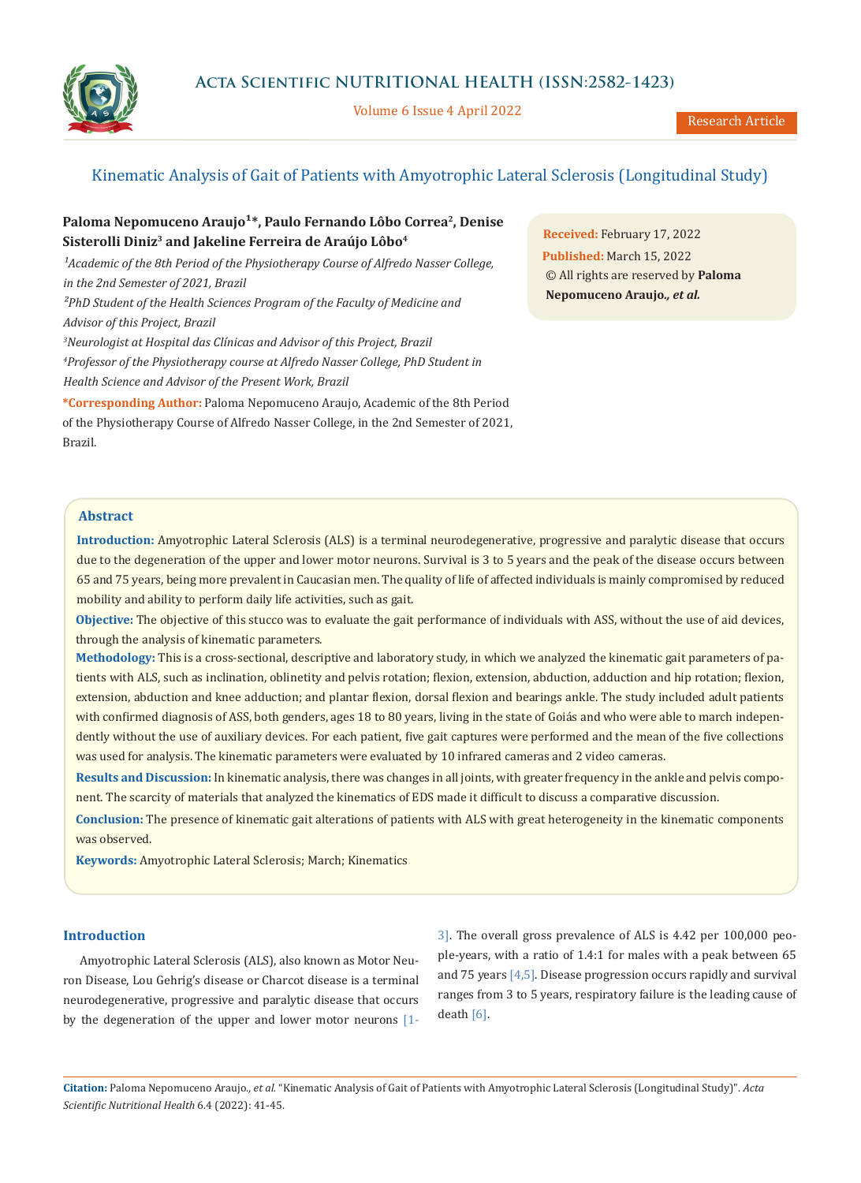# Kinematic Analysis of Gait of Patients with Amyotrophic Lateral Sclerosis (Longitudinal Study)

**Paloma Nepomuceno Araujo[1]*, Paulo Fernando Lôbo Correa[2], Denise Sisterolli Diniz[3] and Jakeline Ferreira de Araújo Lôbo[4]**

*[1]Academic of the 8th Period of the Physiotherapy Course of Alfredo Nasser College, in the 2nd Semester of 2021, Brazil*

*[2]PhD Student of the Health Sciences Program of the Faculty of Medicine and Advisor of this Project, Brazil*

*[3]Neurologist at Hospital das Clínicas and Advisor of this Project, Brazil*

*[4]Professor of the Physiotherapy course at Alfredo Nasser College, PhD Student in Health Science and Advisor of the Present Work, Brazil*

**\*Corresponding Author:** Paloma Nepomuceno Araujo, Academic of the 8th Period of the Physiotherapy Course of Alfredo Nasser College, in the 2nd Semester of 2021, Brazil.

**Received:** February 17, 2022
**Published:** March 15, 2022
© All rights are reserved by **Paloma Nepomuceno Araujo., *et al.***

## Abstract

**Introduction:** Amyotrophic Lateral Sclerosis (ALS) is a terminal neurodegenerative, progressive and paralytic disease that occurs due to the degeneration of the upper and lower motor neurons. Survival is 3 to 5 years and the peak of the disease occurs between 65 and 75 years, being more prevalent in Caucasian men. The quality of life of affected individuals is mainly compromised by reduced mobility and ability to perform daily life activities, such as gait.

**Objective:** The objective of this stucco was to evaluate the gait performance of individuals with ASS, without the use of aid devices, through the analysis of kinematic parameters.

**Methodology:** This is a cross-sectional, descriptive and laboratory study, in which we analyzed the kinematic gait parameters of patients with ALS, such as inclination, oblinetity and pelvis rotation; flexion, extension, abduction, adduction and hip rotation; flexion, extension, abduction and knee adduction; and plantar flexion, dorsal flexion and bearings ankle. The study included adult patients with confirmed diagnosis of ASS, both genders, ages 18 to 80 years, living in the state of Goiás and who were able to march independently without the use of auxiliary devices. For each patient, five gait captures were performed and the mean of the five collections was used for analysis. The kinematic parameters were evaluated by 10 infrared cameras and 2 video cameras.

**Results and Discussion:** In kinematic analysis, there was changes in all joints, with greater frequency in the ankle and pelvis component. The scarcity of materials that analyzed the kinematics of EDS made it difficult to discuss a comparative discussion.

**Conclusion:** The presence of kinematic gait alterations of patients with ALS with great heterogeneity in the kinematic components was observed.

**Keywords:** Amyotrophic Lateral Sclerosis; March; Kinematics

## Introduction

Amyotrophic Lateral Sclerosis (ALS), also known as Motor Neuron Disease, Lou Gehrig's disease or Charcot disease is a terminal neurodegenerative, progressive and paralytic disease that occurs by the degeneration of the upper and lower motor neurons [1-3]. The overall gross prevalence of ALS is 4.42 per 100,000 people-years, with a ratio of 1.4:1 for males with a peak between 65 and 75 years [4,5]. Disease progression occurs rapidly and survival ranges from 3 to 5 years, respiratory failure is the leading cause of death [6].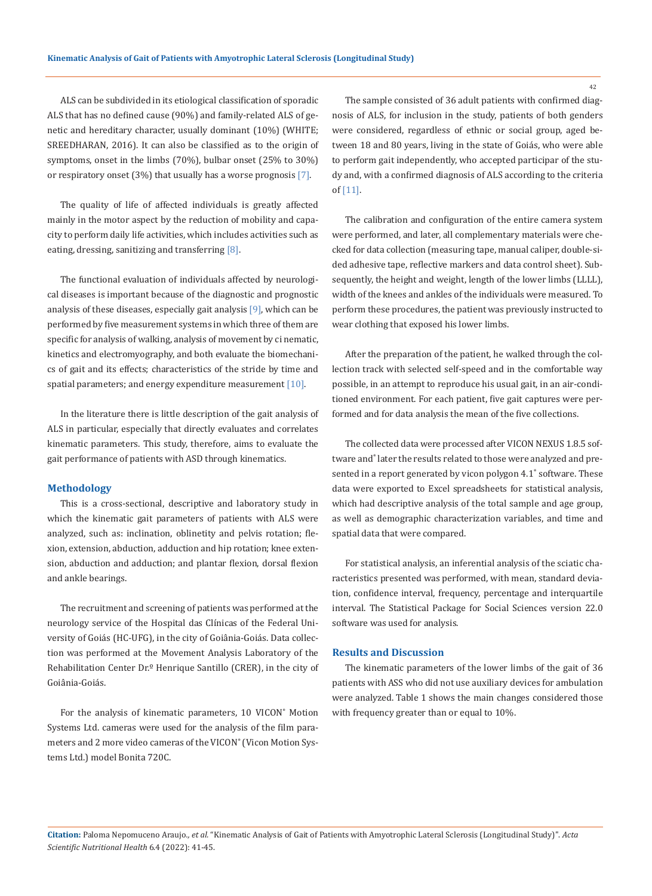ALS can be subdivided in its etiological classification of sporadic ALS that has no defined cause (90%) and family-related ALS of genetic and hereditary character, usually dominant (10%) (WHITE; SREEDHARAN, 2016). It can also be classified as to the origin of symptoms, onset in the limbs (70%), bulbar onset (25% to 30%) or respiratory onset (3%) that usually has a worse prognosis [7].

The quality of life of affected individuals is greatly affected mainly in the motor aspect by the reduction of mobility and capacity to perform daily life activities, which includes activities such as eating, dressing, sanitizing and transferring [8].

The functional evaluation of individuals affected by neurological diseases is important because of the diagnostic and prognostic analysis of these diseases, especially gait analysis [9], which can be performed by five measurement systems in which three of them are specific for analysis of walking, analysis of movement by ci nematic, kinetics and electromyography, and both evaluate the biomechanics of gait and its effects; characteristics of the stride by time and spatial parameters; and energy expenditure measurement [10].

In the literature there is little description of the gait analysis of ALS in particular, especially that directly evaluates and correlates kinematic parameters. This study, therefore, aims to evaluate the gait performance of patients with ASD through kinematics.

## Methodology

This is a cross-sectional, descriptive and laboratory study in which the kinematic gait parameters of patients with ALS were analyzed, such as: inclination, oblinetity and pelvis rotation; flexion, extension, abduction, adduction and hip rotation; knee extension, abduction and adduction; and plantar flexion, dorsal flexion and ankle bearings.

The recruitment and screening of patients was performed at the neurology service of the Hospital das Clínicas of the Federal University of Goiás (HC-UFG), in the city of Goiânia-Goiás. Data collection was performed at the Movement Analysis Laboratory of the Rehabilitation Center Dr.º Henrique Santillo (CRER), in the city of Goiânia-Goiás.

For the analysis of kinematic parameters, 10 VICON® Motion Systems Ltd. cameras were used for the analysis of the film parameters and 2 more video cameras of the VICON® (Vicon Motion Systems Ltd.) model Bonita 720C.

The sample consisted of 36 adult patients with confirmed diagnosis of ALS, for inclusion in the study, patients of both genders were considered, regardless of ethnic or social group, aged between 18 and 80 years, living in the state of Goiás, who were able to perform gait independently, who accepted participar of the study and, with a confirmed diagnosis of ALS according to the criteria of [11].

The calibration and configuration of the entire camera system were performed, and later, all complementary materials were checked for data collection (measuring tape, manual caliper, double-sided adhesive tape, reflective markers and data control sheet). Subsequently, the height and weight, length of the lower limbs (LLLL), width of the knees and ankles of the individuals were measured. To perform these procedures, the patient was previously instructed to wear clothing that exposed his lower limbs.

After the preparation of the patient, he walked through the collection track with selected self-speed and in the comfortable way possible, in an attempt to reproduce his usual gait, in an air-conditioned environment. For each patient, five gait captures were performed and for data analysis the mean of the five collections.

The collected data were processed after VICON NEXUS 1.8.5 software and® later the results related to those were analyzed and presented in a report generated by vicon polygon 4.1® software. These data were exported to Excel spreadsheets for statistical analysis, which had descriptive analysis of the total sample and age group, as well as demographic characterization variables, and time and spatial data that were compared.

For statistical analysis, an inferential analysis of the sciatic characteristics presented was performed, with mean, standard deviation, confidence interval, frequency, percentage and interquartile interval. The Statistical Package for Social Sciences version 22.0 software was used for analysis.

## Results and Discussion

The kinematic parameters of the lower limbs of the gait of 36 patients with ASS who did not use auxiliary devices for ambulation were analyzed. Table 1 shows the main changes considered those with frequency greater than or equal to 10%.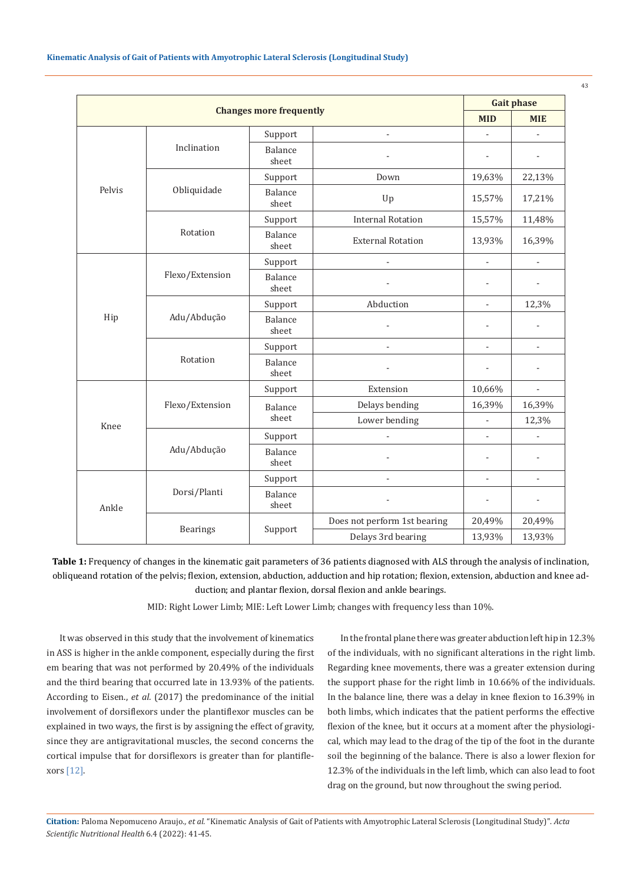| Changes more frequently | | | | Gait phase | |
|---|---|---|---|---|---|
| | | | | MID | MIE |
| Pelvis | Inclination | Support | - | - | - |
| | | Balance sheet | - | - | - |
| | Obliquidade | Support | Down | 19,63% | 22,13% |
| | | Balance sheet | Up | 15,57% | 17,21% |
| | Rotation | Support | Internal Rotation | 15,57% | 11,48% |
| | | Balance sheet | External Rotation | 13,93% | 16,39% |
| Hip | Flexo/Extension | Support | - | - | - |
| | | Balance sheet | - | - | - |
| | Adu/Abdução | Support | Abduction | - | 12,3% |
| | | Balance sheet | - | - | - |
| | Rotation | Support | - | - | - |
| | | Balance sheet | - | - | - |
| Knee | Flexo/Extension | Support | Extension | 10,66% | - |
| | | Balance sheet | Delays bending | 16,39% | 16,39% |
| | | | Lower bending | - | 12,3% |
| | Adu/Abdução | Support | - | - | - |
| | | Balance sheet | - | - | - |
| Ankle | Dorsi/Planti | Support | - | - | - |
| | | Balance sheet | - | - | - |
| | Bearings | Support | Does not perform 1st bearing | 20,49% | 20,49% |
| | | | Delays 3rd bearing | 13,93% | 13,93% |

**Table 1:** Frequency of changes in the kinematic gait parameters of 36 patients diagnosed with ALS through the analysis of inclination, obliqueand rotation of the pelvis; flexion, extension, abduction, adduction and hip rotation; flexion, extension, abduction and knee adduction; and plantar flexion, dorsal flexion and ankle bearings.

MID: Right Lower Limb; MIE: Left Lower Limb; changes with frequency less than 10%.

It was observed in this study that the involvement of kinematics in ASS is higher in the ankle component, especially during the first em bearing that was not performed by 20.49% of the individuals and the third bearing that occurred late in 13.93% of the patients. According to Eisen., *et al.* (2017) the predominance of the initial involvement of dorsiflexors under the plantiflexor muscles can be explained in two ways, the first is by assigning the effect of gravity, since they are antigravitational muscles, the second concerns the cortical impulse that for dorsiflexors is greater than for plantiflexors [12].

In the frontal plane there was greater abduction left hip in 12.3% of the individuals, with no significant alterations in the right limb. Regarding knee movements, there was a greater extension during the support phase for the right limb in 10.66% of the individuals. In the balance line, there was a delay in knee flexion to 16.39% in both limbs, which indicates that the patient performs the effective flexion of the knee, but it occurs at a moment after the physiological, which may lead to the drag of the tip of the foot in the durante soil the beginning of the balance. There is also a lower flexion for 12.3% of the individuals in the left limb, which can also lead to foot drag on the ground, but now throughout the swing period.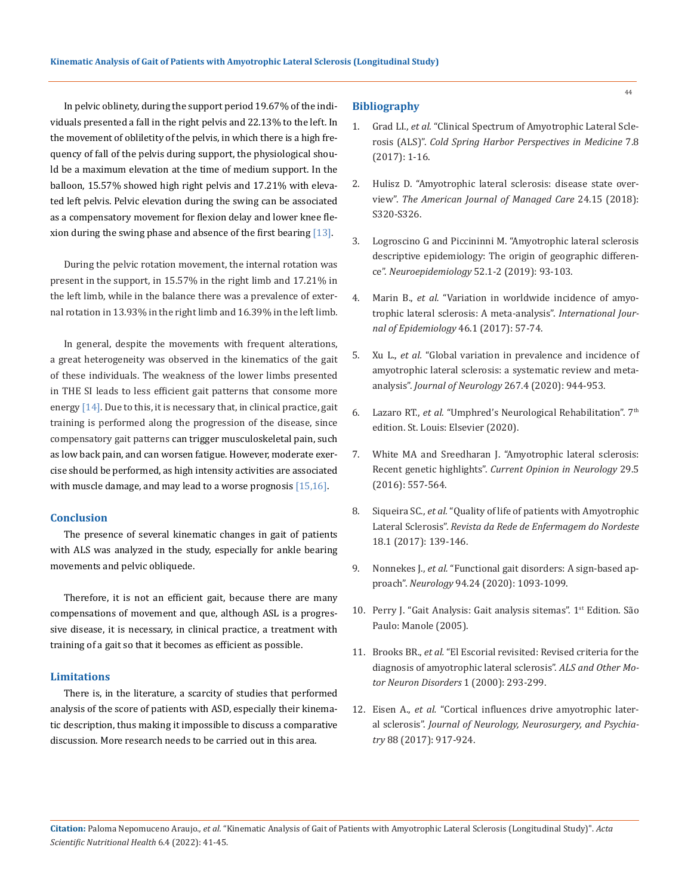In pelvic oblinety, during the support period 19.67% of the individuals presented a fall in the right pelvis and 22.13% to the left. In the movement of obliletity of the pelvis, in which there is a high frequency of fall of the pelvis during support, the physiological should be a maximum elevation at the time of medium support. In the balloon, 15.57% showed high right pelvis and 17.21% with elevated left pelvis. Pelvic elevation during the swing can be associated as a compensatory movement for flexion delay and lower knee flexion during the swing phase and absence of the first bearing [13].

During the pelvic rotation movement, the internal rotation was present in the support, in 15.57% in the right limb and 17.21% in the left limb, while in the balance there was a prevalence of external rotation in 13.93% in the right limb and 16.39% in the left limb.

In general, despite the movements with frequent alterations, a great heterogeneity was observed in the kinematics of the gait of these individuals. The weakness of the lower limbs presented in THE SI leads to less efficient gait patterns that consome more energy [14]. Due to this, it is necessary that, in clinical practice, gait training is performed along the progression of the disease, since compensatory gait patterns can trigger musculoskeletal pain, such as low back pain, and can worsen fatigue. However, moderate exercise should be performed, as high intensity activities are associated with muscle damage, and may lead to a worse prognosis [15,16].

## Conclusion

The presence of several kinematic changes in gait of patients with ALS was analyzed in the study, especially for ankle bearing movements and pelvic obliquede.

Therefore, it is not an efficient gait, because there are many compensations of movement and que, although ASL is a progressive disease, it is necessary, in clinical practice, a treatment with training of a gait so that it becomes as efficient as possible.

## Limitations

There is, in the literature, a scarcity of studies that performed analysis of the score of patients with ASD, especially their kinematic description, thus making it impossible to discuss a comparative discussion. More research needs to be carried out in this area.

## Bibliography

1. Grad LI., *et al.* "Clinical Spectrum of Amyotrophic Lateral Sclerosis (ALS)". *Cold Spring Harbor Perspectives in Medicine* 7.8 (2017): 1-16.
2. Hulisz D. "Amyotrophic lateral sclerosis: disease state overview". *The American Journal of Managed Care* 24.15 (2018): S320-S326.
3. Logroscino G and Piccininni M. "Amyotrophic lateral sclerosis descriptive epidemiology: The origin of geographic difference". *Neuroepidemiology* 52.1-2 (2019): 93-103.
4. Marin B., *et al.* "Variation in worldwide incidence of amyotrophic lateral sclerosis: A meta-analysis". *International Journal of Epidemiology* 46.1 (2017): 57-74.
5. Xu L., *et al.* "Global variation in prevalence and incidence of amyotrophic lateral sclerosis: a systematic review and meta-analysis". *Journal of Neurology* 267.4 (2020): 944-953.
6. Lazaro RT., *et al.* "Umphred's Neurological Rehabilitation". 7th edition. St. Louis: Elsevier (2020).
7. White MA and Sreedharan J. "Amyotrophic lateral sclerosis: Recent genetic highlights". *Current Opinion in Neurology* 29.5 (2016): 557-564.
8. Siqueira SC., *et al.* "Quality of life of patients with Amyotrophic Lateral Sclerosis". *Revista da Rede de Enfermagem do Nordeste* 18.1 (2017): 139-146.
9. Nonnekes J., *et al.* "Functional gait disorders: A sign-based approach". *Neurology* 94.24 (2020): 1093-1099.
10. Perry J. "Gait Analysis: Gait analysis sitemas". 1st Edition. São Paulo: Manole (2005).
11. Brooks BR., *et al.* "El Escorial revisited: Revised criteria for the diagnosis of amyotrophic lateral sclerosis". *ALS and Other Motor Neuron Disorders* 1 (2000): 293-299.
12. Eisen A., *et al.* "Cortical influences drive amyotrophic lateral sclerosis". *Journal of Neurology, Neurosurgery, and Psychiatry* 88 (2017): 917-924.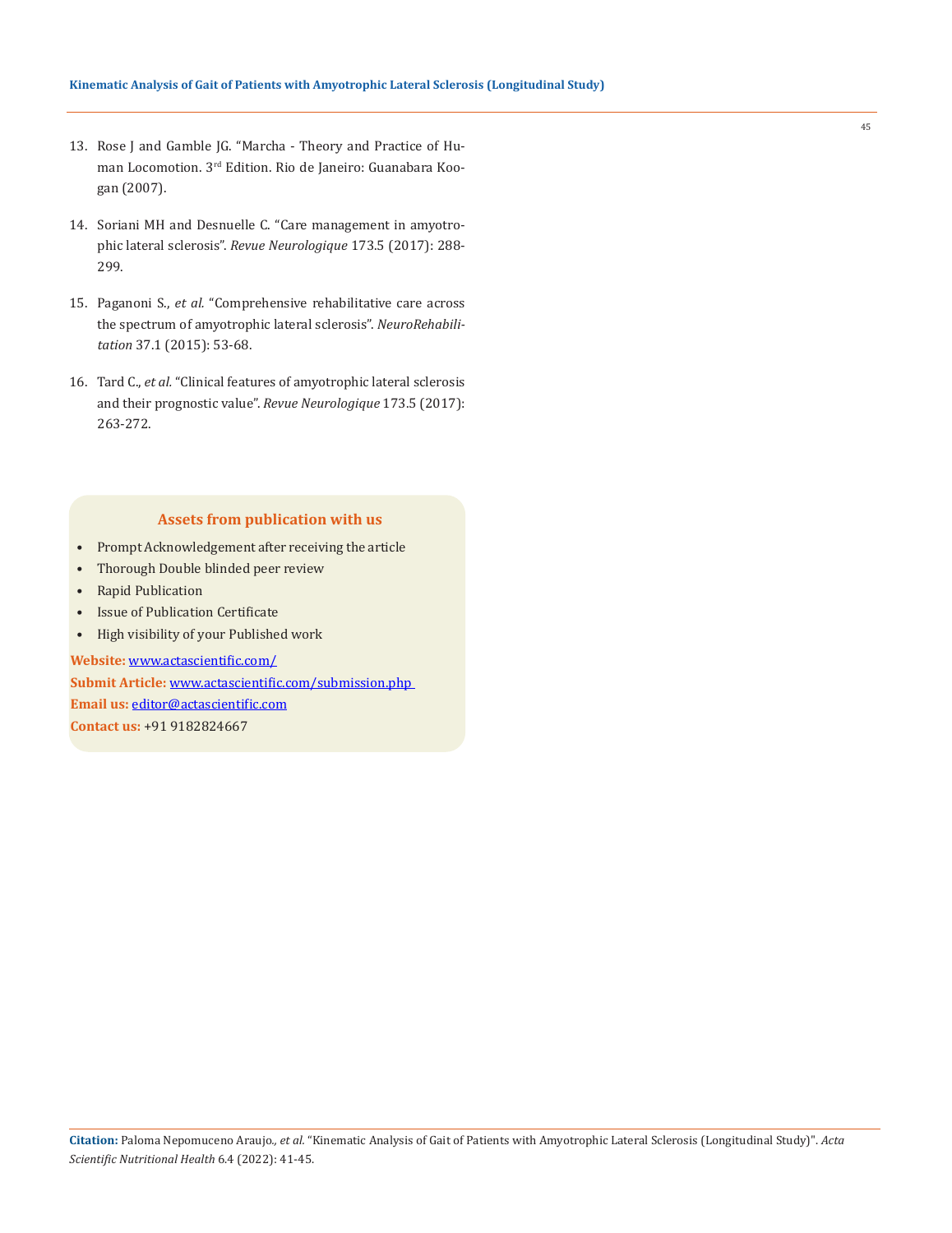13. Rose J and Gamble JG. "Marcha - Theory and Practice of Human Locomotion. 3rd Edition. Rio de Janeiro: Guanabara Koogan (2007).

14. Soriani MH and Desnuelle C. "Care management in amyotrophic lateral sclerosis". *Revue Neurologique* 173.5 (2017): 288-299.

15. Paganoni S., *et al.* "Comprehensive rehabilitative care across the spectrum of amyotrophic lateral sclerosis". *NeuroRehabilitation* 37.1 (2015): 53-68.

16. Tard C., *et al.* "Clinical features of amyotrophic lateral sclerosis and their prognostic value". *Revue Neurologique* 173.5 (2017): 263-272.

**Assets from publication with us**

- Prompt Acknowledgement after receiving the article
- Thorough Double blinded peer review
- Rapid Publication
- Issue of Publication Certificate
- High visibility of your Published work

**Website:** www.actascientific.com/
**Submit Article:** www.actascientific.com/submission.php
**Email us:** editor@actascientific.com
**Contact us:** +91 9182824667

**Citation:** Paloma Nepomuceno Araujo., *et al.* "Kinematic Analysis of Gait of Patients with Amyotrophic Lateral Sclerosis (Longitudinal Study)". *Acta Scientific Nutritional Health* 6.4 (2022): 41-45.